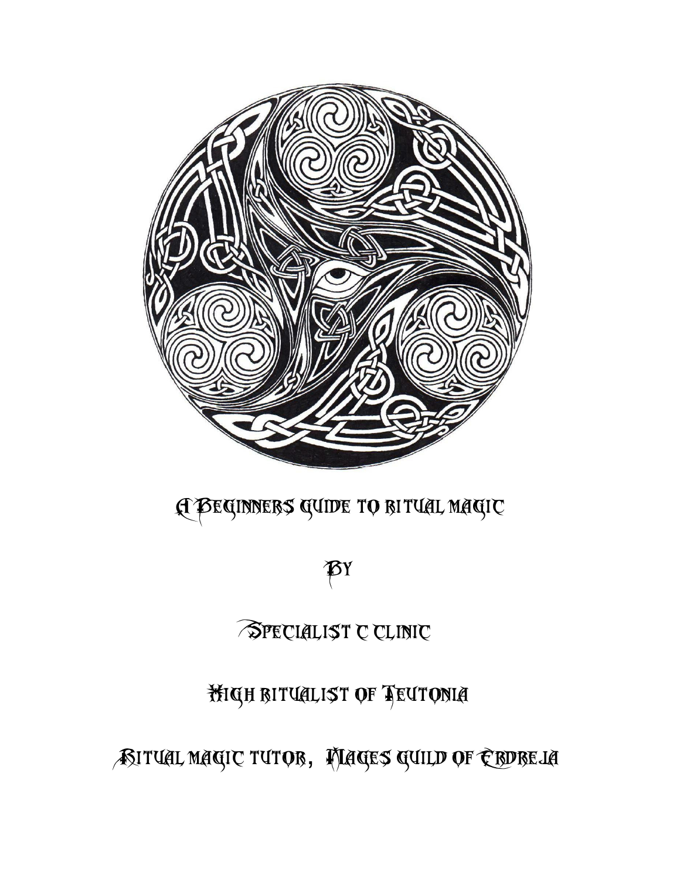# A Beginners Guide to Ritual Magic

By

Specialist C Clinic

High Ritualist of Teutonia

Ritual Magic Tutor, Mages Guild of Erdreja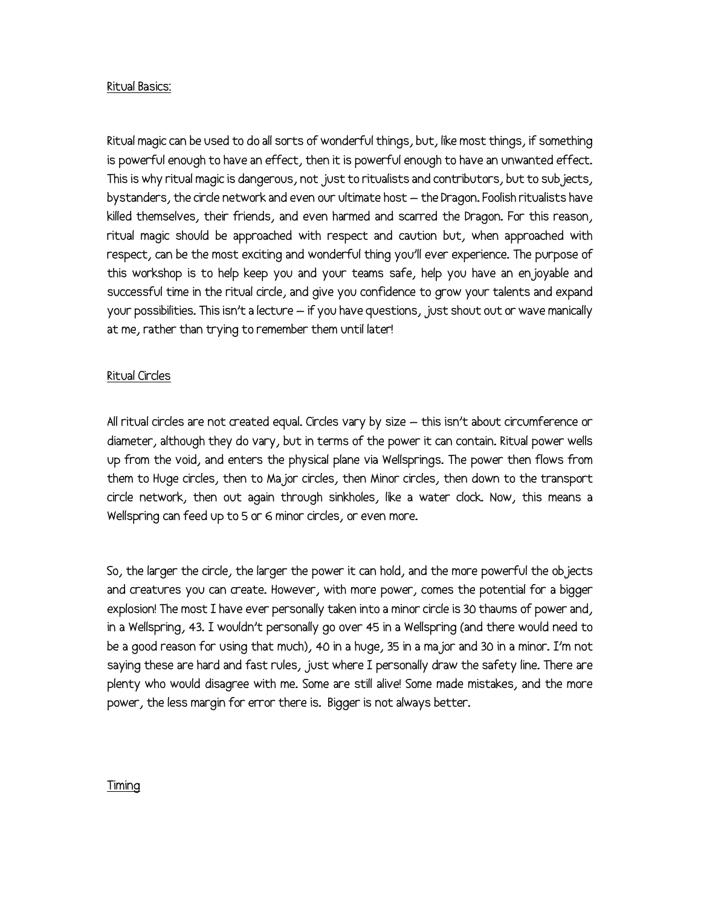## Ritual Basics:

Ritual magic can be used to do all sorts of wonderful things, but, like most things, if something is powerful enough to have an effect, then it is powerful enough to have an unwanted effect. This is why ritual magic is dangerous, not just to ritualists and contributors, but to subjects, bystanders, the circle network and even our ultimate host – the Dragon. Foolish ritualists have killed themselves, their friends, and even harmed and scarred the Dragon. For this reason, ritual magic should be approached with respect and caution but, when approached with respect, can be the most exciting and wonderful thing you'll ever experience. The purpose of this workshop is to help keep you and your teams safe, help you have an enjoyable and successful time in the ritual circle, and give you confidence to grow your talents and expand your possibilities. This isn't a lecture – if you have questions, just shout out or wave manically at me, rather than trying to remember them until later!

## Ritual Circles

All ritual circles are not created equal. Circles vary by size – this isn't about circumference or diameter, although they do vary, but in terms of the power it can contain. Ritual power wells up from the void, and enters the physical plane via Wellsprings. The power then flows from them to Huge circles, then to Major circles, then Minor circles, then down to the transport circle network, then out again through sinkholes, like a water clock. Now, this means a Wellspring can feed up to 5 or 6 minor circles, or even more.

So, the larger the circle, the larger the power it can hold, and the more powerful the objects and creatures you can create. However, with more power, comes the potential for a bigger explosion! The most I have ever personally taken into a minor circle is 30 thaums of power and, in a Wellspring, 43. I wouldn't personally go over 45 in a Wellspring (and there would need to be a good reason for using that much), 40 in a huge, 35 in a major and 30 in a minor. I'm not saying these are hard and fast rules, just where I personally draw the safety line. There are plenty who would disagree with me. Some are still alive! Some made mistakes, and the more power, the less margin for error there is. Bigger is not always better.

## Timing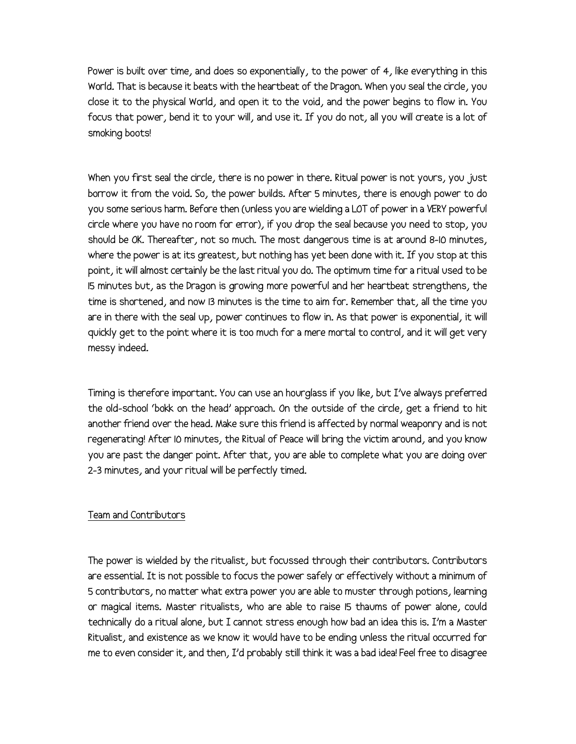Power is built over time, and does so exponentially, to the power of 4, like everything in this World. That is because it beats with the heartbeat of the Dragon. When you seal the circle, you close it to the physical World, and open it to the void, and the power begins to flow in. You focus that power, bend it to your will, and use it. If you do not, all you will create is a lot of smoking boots!

When you first seal the circle, there is no power in there. Ritual power is not yours, you just borrow it from the void. So, the power builds. After 5 minutes, there is enough power to do you some serious harm. Before then (unless you are wielding a LOT of power in a VERY powerful circle where you have no room for error), if you drop the seal because you need to stop, you should be OK. Thereafter, not so much. The most dangerous time is at around 8-10 minutes, where the power is at its greatest, but nothing has yet been done with it. If you stop at this point, it will almost certainly be the last ritual you do. The optimum time for a ritual used to be 15 minutes but, as the Dragon is growing more powerful and her heartbeat strengthens, the time is shortened, and now 13 minutes is the time to aim for. Remember that, all the time you are in there with the seal up, power continues to flow in. As that power is exponential, it will quickly get to the point where it is too much for a mere mortal to control, and it will get very messy indeed.

Timing is therefore important. You can use an hourglass if you like, but I've always preferred the old-school 'bokk on the head' approach. On the outside of the circle, get a friend to hit another friend over the head. Make sure this friend is affected by normal weaponry and is not regenerating! After 10 minutes, the Ritual of Peace will bring the victim around, and you know you are past the danger point. After that, you are able to complete what you are doing over 2-3 minutes, and your ritual will be perfectly timed.

<u>Team and Contributors</u>

The power is wielded by the ritualist, but focussed through their contributors. Contributors are essential. It is not possible to focus the power safely or effectively without a minimum of 5 contributors, no matter what extra power you are able to muster through potions, learning or magical items. Master ritualists, who are able to raise 15 thaums of power alone, could technically do a ritual alone, but I cannot stress enough how bad an idea this is. I'm a Master Ritualist, and existence as we know it would have to be ending unless the ritual occurred for me to even consider it, and then, I'd probably still think it was a bad idea! Feel free to disagree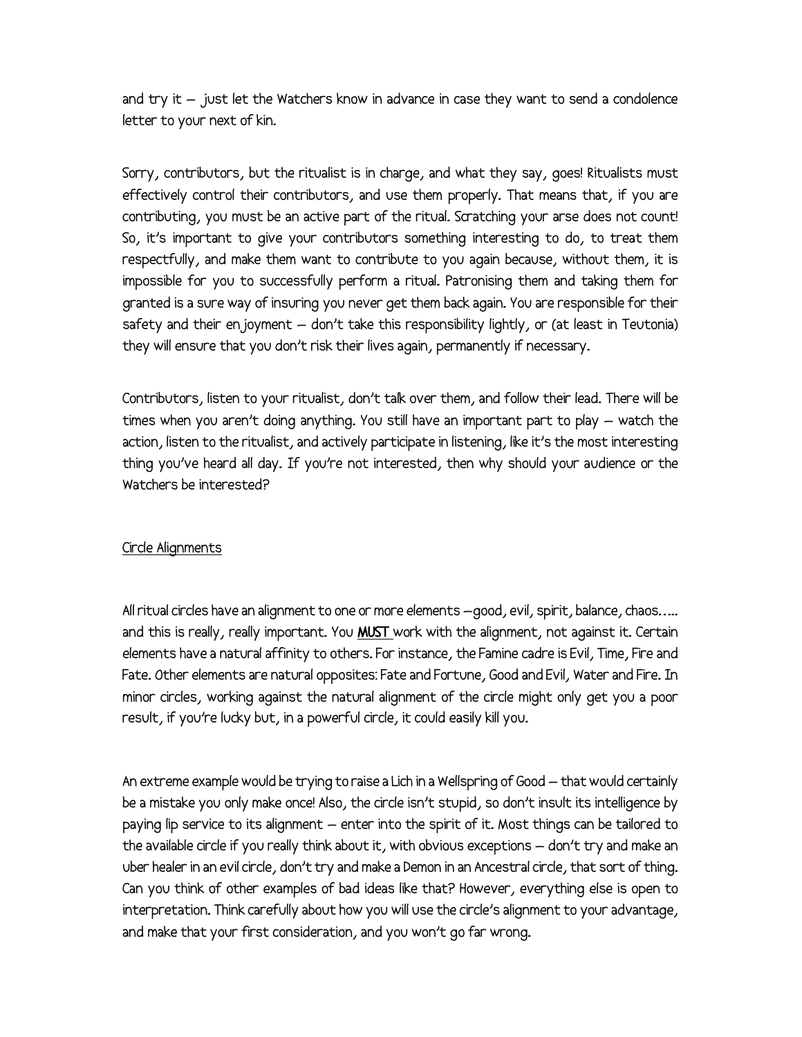and try it – just let the Watchers know in advance in case they want to send a condolence letter to your next of kin.

Sorry, contributors, but the ritualist is in charge, and what they say, goes! Ritualists must effectively control their contributors, and use them properly. That means that, if you are contributing, you must be an active part of the ritual. Scratching your arse does not count! So, it's important to give your contributors something interesting to do, to treat them respectfully, and make them want to contribute to you again because, without them, it is impossible for you to successfully perform a ritual. Patronising them and taking them for granted is a sure way of insuring you never get them back again. You are responsible for their safety and their enjoyment – don't take this responsibility lightly, or (at least in Teutonia) they will ensure that you don't risk their lives again, permanently if necessary.

Contributors, listen to your ritualist, don't talk over them, and follow their lead. There will be times when you aren't doing anything. You still have an important part to play – watch the action, listen to the ritualist, and actively participate in listening, like it's the most interesting thing you've heard all day. If you're not interested, then why should your audience or the Watchers be interested?

## Circle Alignments

All ritual circles have an alignment to one or more elements –good, evil, spirit, balance, chaos….. and this is really, really important. You **MUST** work with the alignment, not against it. Certain elements have a natural affinity to others. For instance, the Famine cadre is Evil, Time, Fire and Fate. Other elements are natural opposites: Fate and Fortune, Good and Evil, Water and Fire. In minor circles, working against the natural alignment of the circle might only get you a poor result, if you're lucky but, in a powerful circle, it could easily kill you.

An extreme example would be trying to raise a Lich in a Wellspring of Good – that would certainly be a mistake you only make once! Also, the circle isn't stupid, so don't insult its intelligence by paying lip service to its alignment – enter into the spirit of it. Most things can be tailored to the available circle if you really think about it, with obvious exceptions – don't try and make an uber healer in an evil circle, don't try and make a Demon in an Ancestral circle, that sort of thing. Can you think of other examples of bad ideas like that? However, everything else is open to interpretation. Think carefully about how you will use the circle's alignment to your advantage, and make that your first consideration, and you won't go far wrong.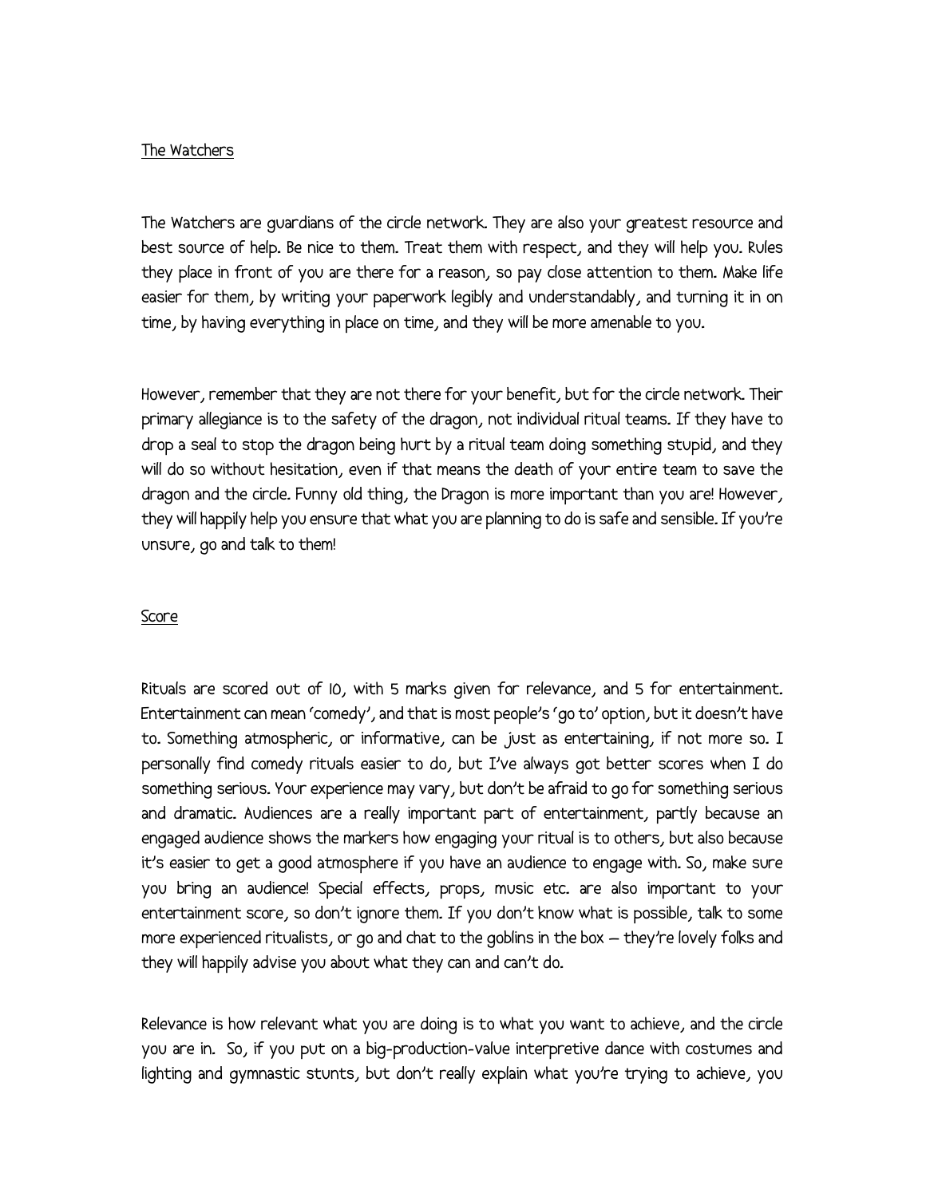## The Watchers

The Watchers are guardians of the circle network. They are also your greatest resource and best source of help. Be nice to them. Treat them with respect, and they will help you. Rules they place in front of you are there for a reason, so pay close attention to them. Make life easier for them, by writing your paperwork legibly and understandably, and turning it in on time, by having everything in place on time, and they will be more amenable to you.

However, remember that they are not there for your benefit, but for the circle network. Their primary allegiance is to the safety of the dragon, not individual ritual teams. If they have to drop a seal to stop the dragon being hurt by a ritual team doing something stupid, and they will do so without hesitation, even if that means the death of your entire team to save the dragon and the circle. Funny old thing, the Dragon is more important than you are! However, they will happily help you ensure that what you are planning to do is safe and sensible. If you're unsure, go and talk to them!

## Score

Rituals are scored out of 10, with 5 marks given for relevance, and 5 for entertainment. Entertainment can mean 'comedy', and that is most people's 'go to' option, but it doesn't have to. Something atmospheric, or informative, can be just as entertaining, if not more so. I personally find comedy rituals easier to do, but I've always got better scores when I do something serious. Your experience may vary, but don't be afraid to go for something serious and dramatic. Audiences are a really important part of entertainment, partly because an engaged audience shows the markers how engaging your ritual is to others, but also because it's easier to get a good atmosphere if you have an audience to engage with. So, make sure you bring an audience! Special effects, props, music etc. are also important to your entertainment score, so don't ignore them. If you don't know what is possible, talk to some more experienced ritualists, or go and chat to the goblins in the box – they're lovely folks and they will happily advise you about what they can and can't do.

Relevance is how relevant what you are doing is to what you want to achieve, and the circle you are in. So, if you put on a big-production-value interpretive dance with costumes and lighting and gymnastic stunts, but don't really explain what you're trying to achieve, you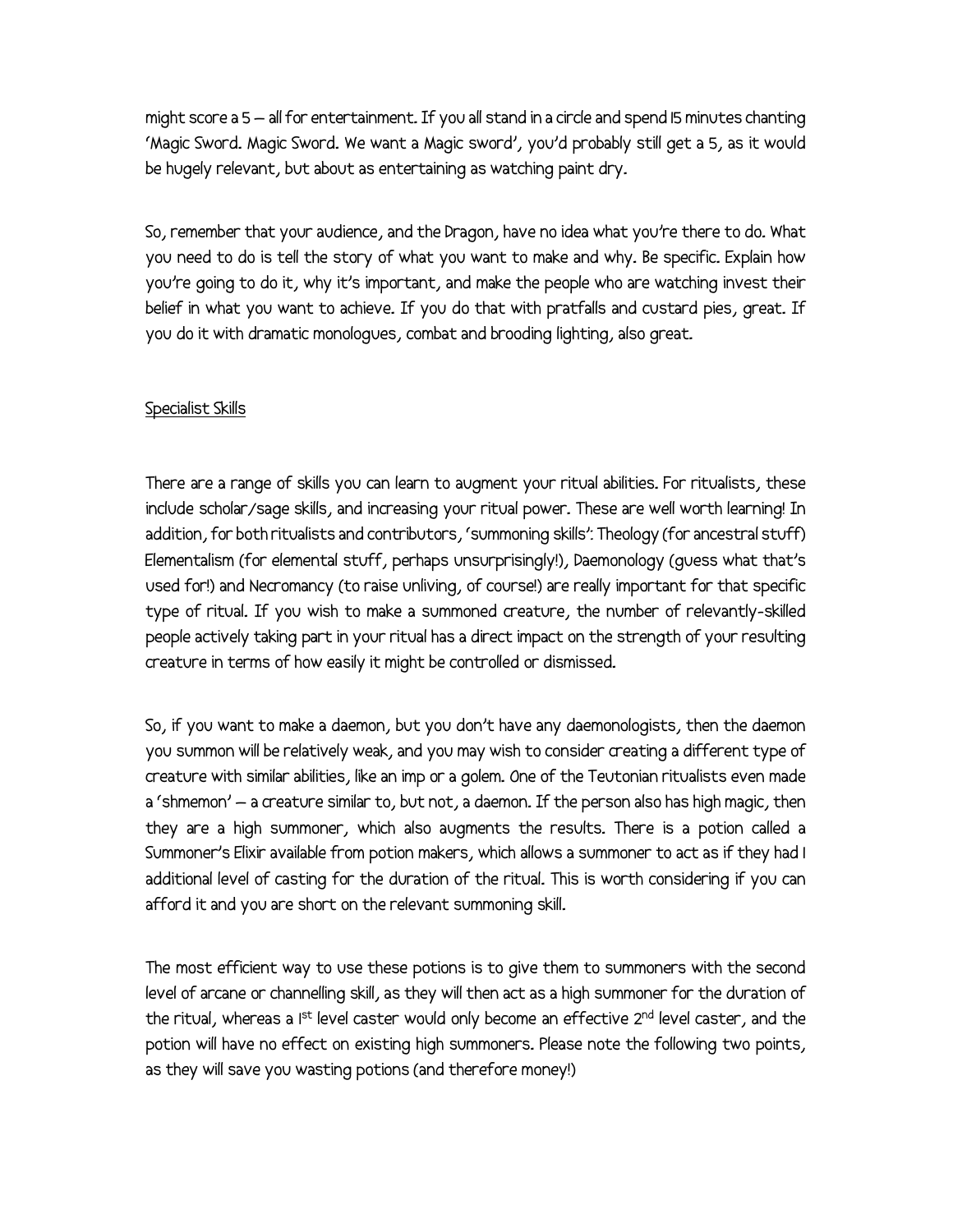might score a 5 – all for entertainment. If you all stand in a circle and spend 15 minutes chanting 'Magic Sword. Magic Sword. We want a Magic sword', you'd probably still get a 5, as it would be hugely relevant, but about as entertaining as watching paint dry.

So, remember that your audience, and the Dragon, have no idea what you're there to do. What you need to do is tell the story of what you want to make and why. Be specific. Explain how you're going to do it, why it's important, and make the people who are watching invest their belief in what you want to achieve. If you do that with pratfalls and custard pies, great. If you do it with dramatic monologues, combat and brooding lighting, also great.

## Specialist Skills

There are a range of skills you can learn to augment your ritual abilities. For ritualists, these include scholar/sage skills, and increasing your ritual power. These are well worth learning! In addition, for both ritualists and contributors, 'summoning skills': Theology (for ancestral stuff) Elementalism (for elemental stuff, perhaps unsurprisingly!), Daemonology (guess what that's used for!) and Necromancy (to raise unliving, of course!) are really important for that specific type of ritual. If you wish to make a summoned creature, the number of relevantly-skilled people actively taking part in your ritual has a direct impact on the strength of your resulting creature in terms of how easily it might be controlled or dismissed.

So, if you want to make a daemon, but you don't have any daemonologists, then the daemon you summon will be relatively weak, and you may wish to consider creating a different type of creature with similar abilities, like an imp or a golem. One of the Teutonian ritualists even made a 'shmemon' – a creature similar to, but not, a daemon. If the person also has high magic, then they are a high summoner, which also augments the results. There is a potion called a Summoner's Elixir available from potion makers, which allows a summoner to act as if they had 1 additional level of casting for the duration of the ritual. This is worth considering if you can afford it and you are short on the relevant summoning skill.

The most efficient way to use these potions is to give them to summoners with the second level of arcane or channelling skill, as they will then act as a high summoner for the duration of the ritual, whereas a 1st level caster would only become an effective 2nd level caster, and the potion will have no effect on existing high summoners. Please note the following two points, as they will save you wasting potions (and therefore money!)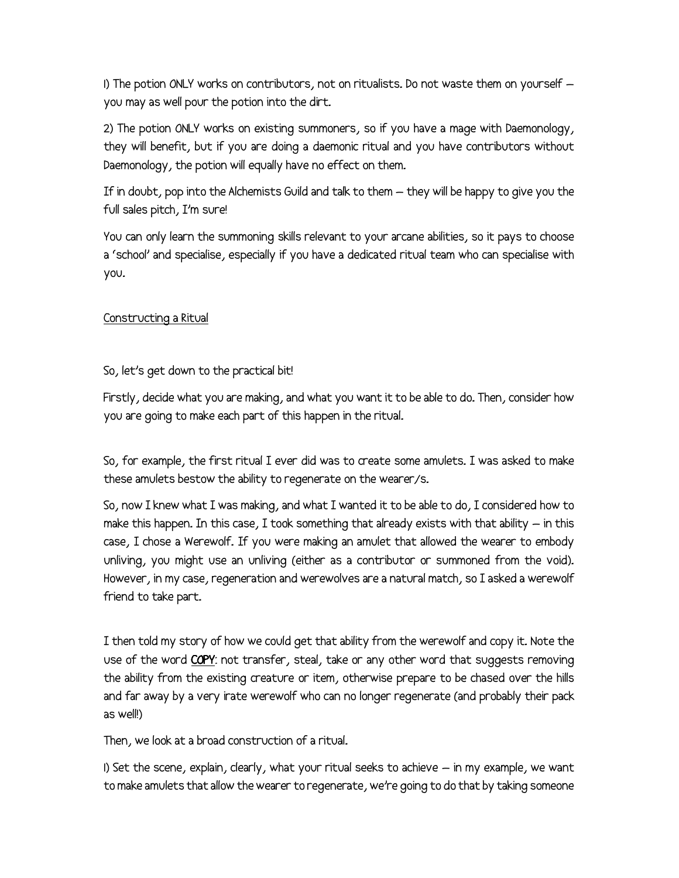1) The potion ONLY works on contributors, not on ritualists. Do not waste them on yourself – you may as well pour the potion into the dirt.

2) The potion ONLY works on existing summoners, so if you have a mage with Daemonology, they will benefit, but if you are doing a daemonic ritual and you have contributors without Daemonology, the potion will equally have no effect on them.

If in doubt, pop into the Alchemists Guild and talk to them – they will be happy to give you the full sales pitch, I'm sure!

You can only learn the summoning skills relevant to your arcane abilities, so it pays to choose a 'school' and specialise, especially if you have a dedicated ritual team who can specialise with you.

## Constructing a Ritual

So, let's get down to the practical bit!

Firstly, decide what you are making, and what you want it to be able to do. Then, consider how you are going to make each part of this happen in the ritual.

So, for example, the first ritual I ever did was to create some amulets. I was asked to make these amulets bestow the ability to regenerate on the wearer/s.

So, now I knew what I was making, and what I wanted it to be able to do, I considered how to make this happen. In this case, I took something that already exists with that ability – in this case, I chose a Werewolf. If you were making an amulet that allowed the wearer to embody unliving, you might use an unliving (either as a contributor or summoned from the void). However, in my case, regeneration and werewolves are a natural match, so I asked a werewolf friend to take part.

I then told my story of how we could get that ability from the werewolf and copy it. Note the use of the word **COPY**: not transfer, steal, take or any other word that suggests removing the ability from the existing creature or item, otherwise prepare to be chased over the hills and far away by a very irate werewolf who can no longer regenerate (and probably their pack as well!)

Then, we look at a broad construction of a ritual.

1) Set the scene, explain, clearly, what your ritual seeks to achieve – in my example, we want to make amulets that allow the wearer to regenerate, we're going to do that by taking someone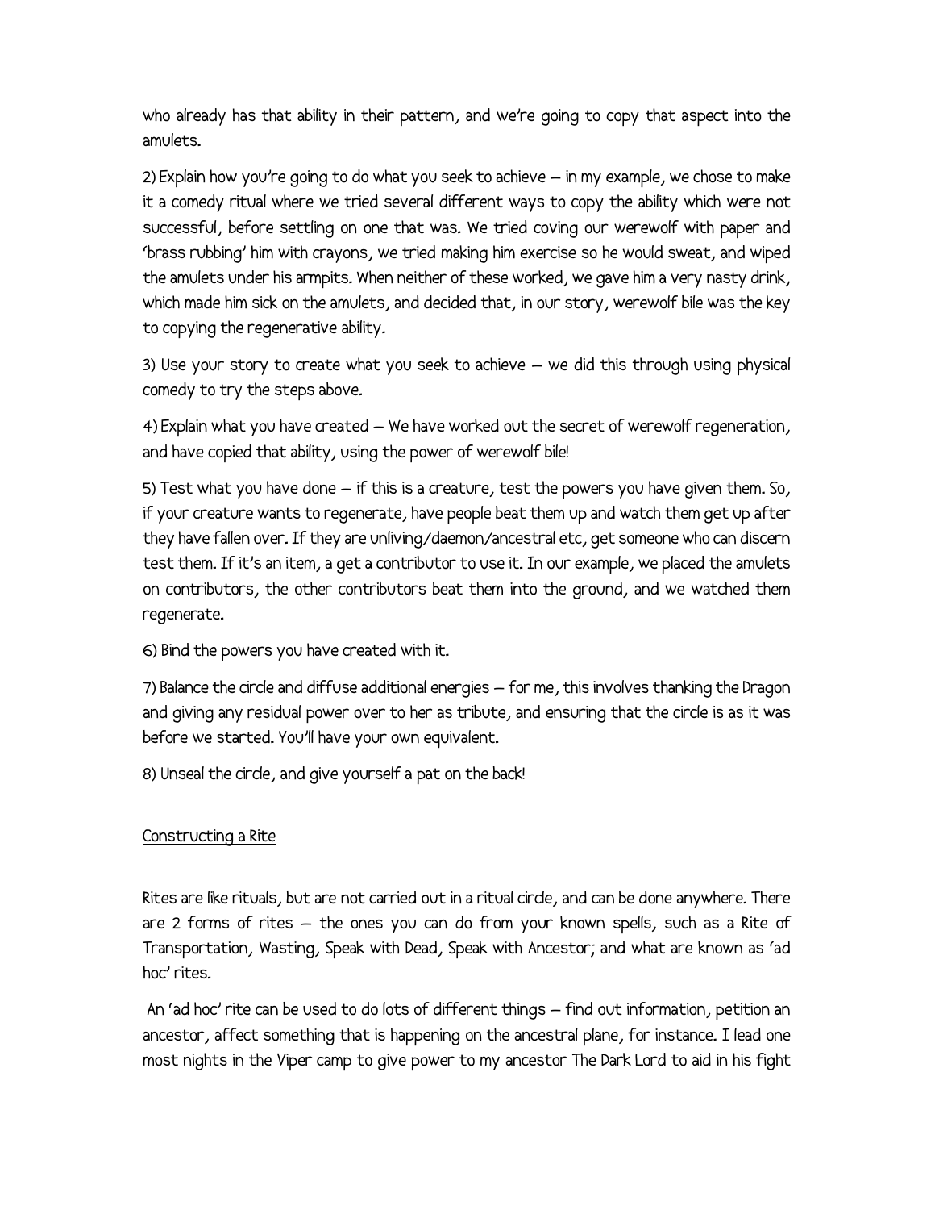who already has that ability in their pattern, and we're going to copy that aspect into the amulets.

2) Explain how you're going to do what you seek to achieve – in my example, we chose to make it a comedy ritual where we tried several different ways to copy the ability which were not successful, before settling on one that was. We tried coving our werewolf with paper and 'brass rubbing' him with crayons, we tried making him exercise so he would sweat, and wiped the amulets under his armpits. When neither of these worked, we gave him a very nasty drink, which made him sick on the amulets, and decided that, in our story, werewolf bile was the key to copying the regenerative ability.

3) Use your story to create what you seek to achieve – we did this through using physical comedy to try the steps above.

4) Explain what you have created – We have worked out the secret of werewolf regeneration, and have copied that ability, using the power of werewolf bile!

5) Test what you have done – if this is a creature, test the powers you have given them. So, if your creature wants to regenerate, have people beat them up and watch them get up after they have fallen over. If they are unliving/daemon/ancestral etc, get someone who can discern test them. If it's an item, a get a contributor to use it. In our example, we placed the amulets on contributors, the other contributors beat them into the ground, and we watched them regenerate.

6) Bind the powers you have created with it.

7) Balance the circle and diffuse additional energies – for me, this involves thanking the Dragon and giving any residual power over to her as tribute, and ensuring that the circle is as it was before we started. You'll have your own equivalent.

8) Unseal the circle, and give yourself a pat on the back!

## Constructing a Rite

Rites are like rituals, but are not carried out in a ritual circle, and can be done anywhere. There are 2 forms of rites – the ones you can do from your known spells, such as a Rite of Transportation, Wasting, Speak with Dead, Speak with Ancestor; and what are known as 'ad hoc' rites.

An 'ad hoc' rite can be used to do lots of different things – find out information, petition an ancestor, affect something that is happening on the ancestral plane, for instance. I lead one most nights in the Viper camp to give power to my ancestor The Dark Lord to aid in his fight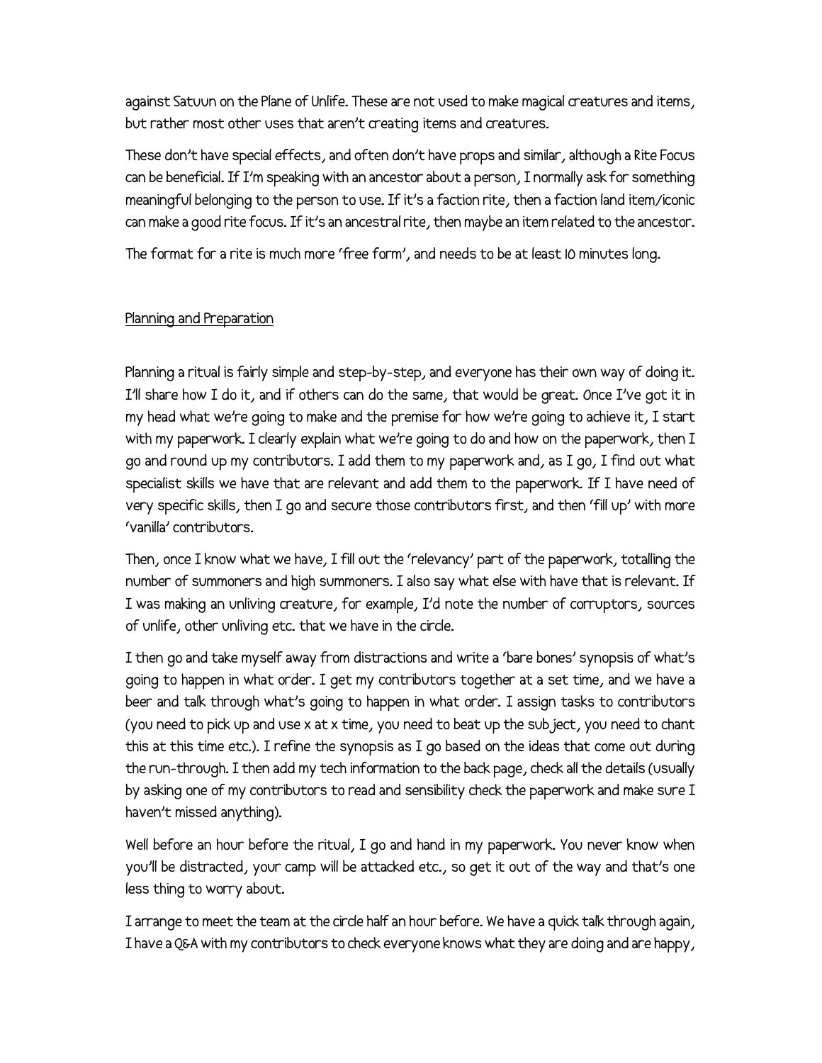against Satuun on the Plane of Unlife. These are not used to make magical creatures and items, but rather most other uses that aren't creating items and creatures.

These don't have special effects, and often don't have props and similar, although a Rite Focus can be beneficial. If I'm speaking with an ancestor about a person, I normally ask for something meaningful belonging to the person to use. If it's a faction rite, then a faction land item/iconic can make a good rite focus. If it's an ancestral rite, then maybe an item related to the ancestor.

The format for a rite is much more 'free form', and needs to be at least 10 minutes long.

## Planning and Preparation

Planning a ritual is fairly simple and step-by-step, and everyone has their own way of doing it. I'll share how I do it, and if others can do the same, that would be great. Once I've got it in my head what we're going to make and the premise for how we're going to achieve it, I start with my paperwork. I clearly explain what we're going to do and how on the paperwork, then I go and round up my contributors. I add them to my paperwork and, as I go, I find out what specialist skills we have that are relevant and add them to the paperwork. If I have need of very specific skills, then I go and secure those contributors first, and then 'fill up' with more 'vanilla' contributors.

Then, once I know what we have, I fill out the 'relevancy' part of the paperwork, totalling the number of summoners and high summoners. I also say what else with have that is relevant. If I was making an unliving creature, for example, I'd note the number of corruptors, sources of unlife, other unliving etc. that we have in the circle.

I then go and take myself away from distractions and write a 'bare bones' synopsis of what's going to happen in what order. I get my contributors together at a set time, and we have a beer and talk through what's going to happen in what order. I assign tasks to contributors (you need to pick up and use x at x time, you need to beat up the subject, you need to chant this at this time etc.). I refine the synopsis as I go based on the ideas that come out during the run-through. I then add my tech information to the back page, check all the details (usually by asking one of my contributors to read and sensibility check the paperwork and make sure I haven't missed anything).

Well before an hour before the ritual, I go and hand in my paperwork. You never know when you'll be distracted, your camp will be attacked etc., so get it out of the way and that's one less thing to worry about.

I arrange to meet the team at the circle half an hour before. We have a quick talk through again, I have a Q&A with my contributors to check everyone knows what they are doing and are happy,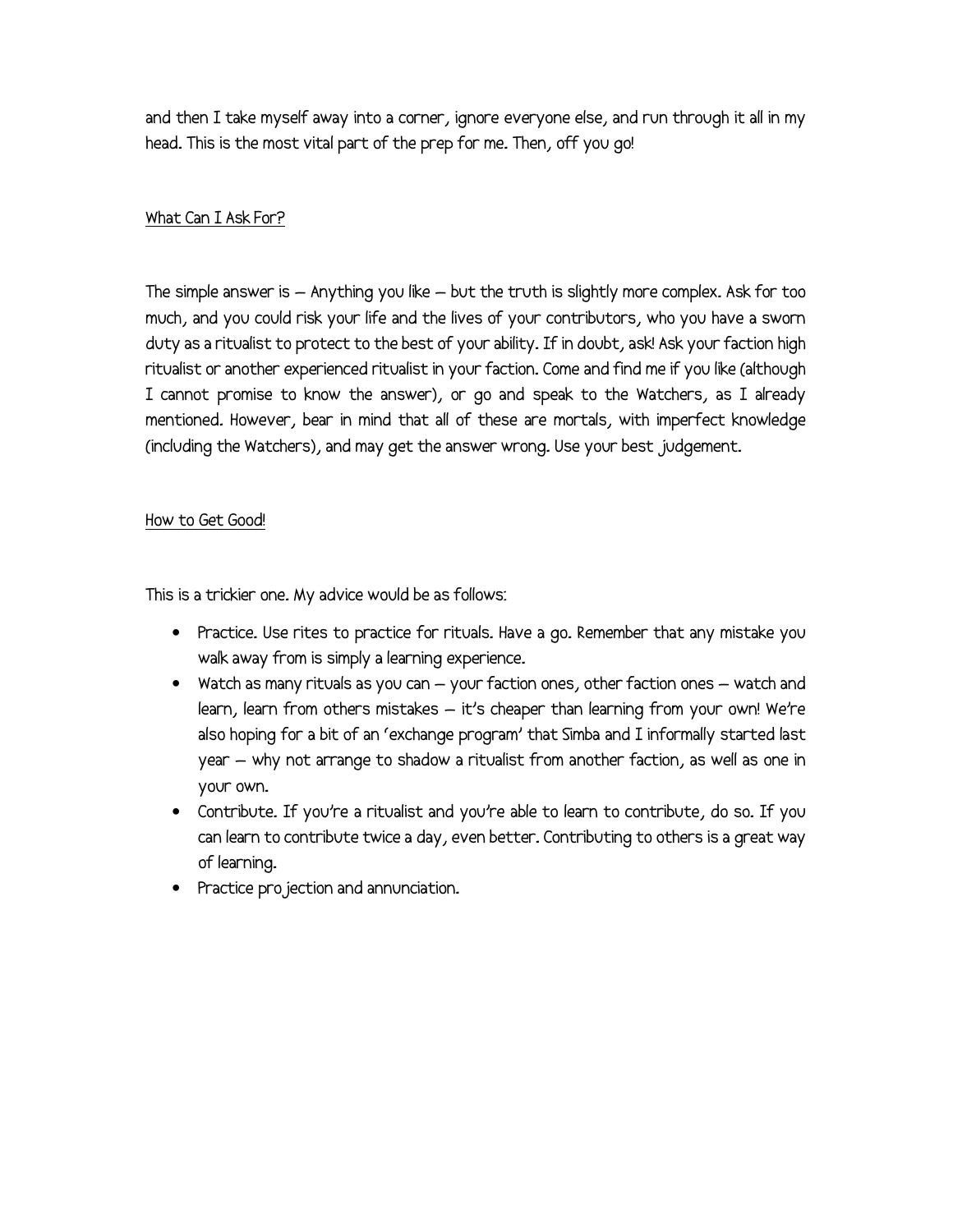and then I take myself away into a corner, ignore everyone else, and run through it all in my head. This is the most vital part of the prep for me. Then, off you go!

## What Can I Ask For?

The simple answer is – Anything you like – but the truth is slightly more complex. Ask for too much, and you could risk your life and the lives of your contributors, who you have a sworn duty as a ritualist to protect to the best of your ability. If in doubt, ask! Ask your faction high ritualist or another experienced ritualist in your faction. Come and find me if you like (although I cannot promise to know the answer), or go and speak to the Watchers, as I already mentioned. However, bear in mind that all of these are mortals, with imperfect knowledge (including the Watchers), and may get the answer wrong. Use your best judgement.

## How to Get Good!

This is a trickier one. My advice would be as follows:

- Practice. Use rites to practice for rituals. Have a go. Remember that any mistake you walk away from is simply a learning experience.
- Watch as many rituals as you can – your faction ones, other faction ones – watch and learn, learn from others mistakes – it's cheaper than learning from your own! We're also hoping for a bit of an 'exchange program' that Simba and I informally started last year – why not arrange to shadow a ritualist from another faction, as well as one in your own.
- Contribute. If you're a ritualist and you're able to learn to contribute, do so. If you can learn to contribute twice a day, even better. Contributing to others is a great way of learning.
- Practice projection and annunciation.